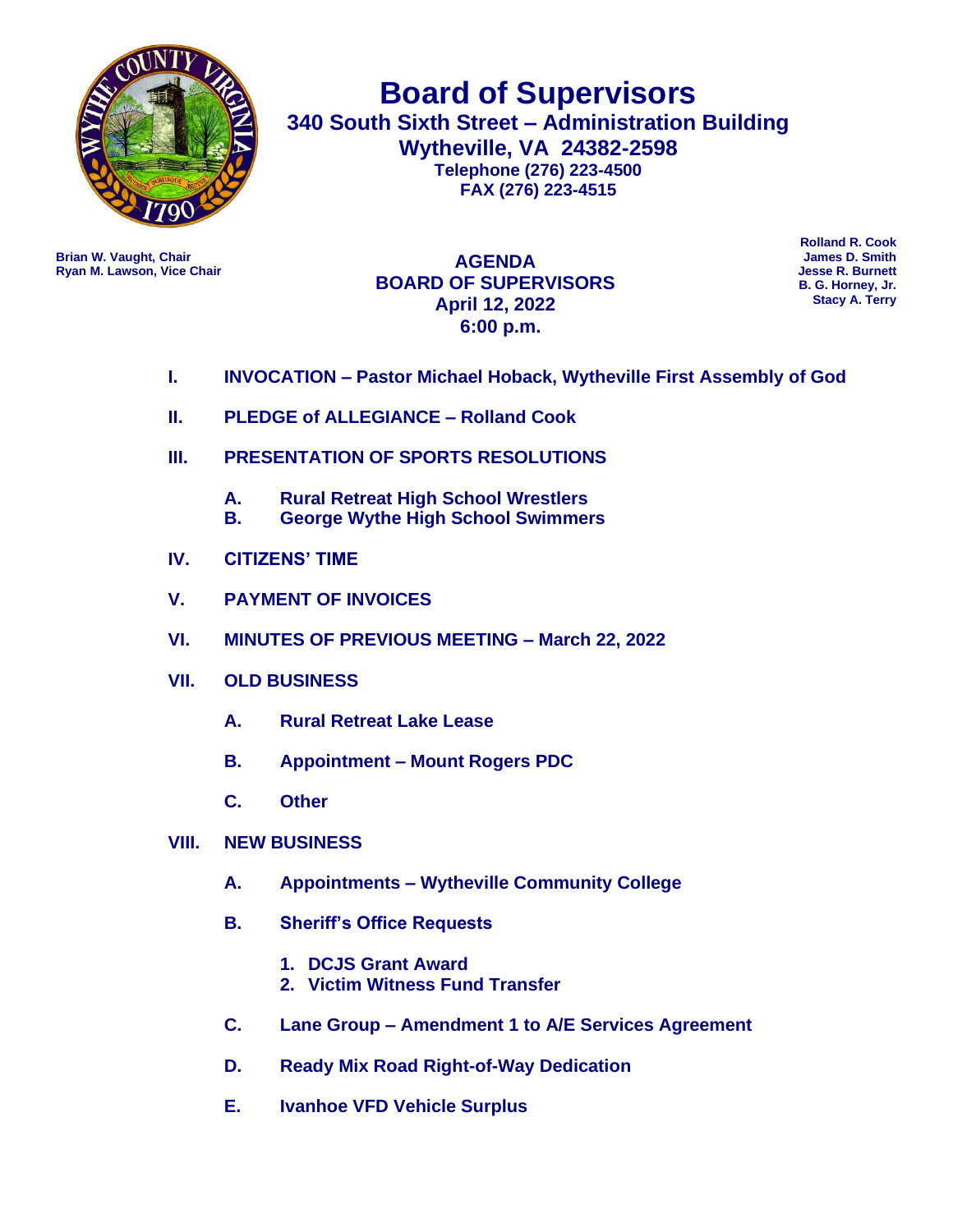# Board of Supervisors

**340 South Sixth Street – Administration Building**
**Wytheville, VA 24382-2598**
**Telephone (276) 223-4500**
**FAX (276) 223-4515**

**Brian W. Vaught, Chair**
**Ryan M. Lawson, Vice Chair**

**Rolland R. Cook**
**James D. Smith**
**Jesse R. Burnett**
**B. G. Horney, Jr.**
**Stacy A. Terry**

## AGENDA
## BOARD OF SUPERVISORS
## April 12, 2022
## 6:00 p.m.

**I. INVOCATION – Pastor Michael Hoback, Wytheville First Assembly of God**

**II. PLEDGE of ALLEGIANCE – Rolland Cook**

**III. PRESENTATION OF SPORTS RESOLUTIONS**

- **A. Rural Retreat High School Wrestlers**
- **B. George Wythe High School Swimmers**

**IV. CITIZENS' TIME**

**V. PAYMENT OF INVOICES**

**VI. MINUTES OF PREVIOUS MEETING – March 22, 2022**

**VII. OLD BUSINESS**

- **A. Rural Retreat Lake Lease**
- **B. Appointment – Mount Rogers PDC**
- **C. Other**

**VIII. NEW BUSINESS**

- **A. Appointments – Wytheville Community College**
- **B. Sheriff's Office Requests**
  1. **DCJS Grant Award**
  2. **Victim Witness Fund Transfer**
- **C. Lane Group – Amendment 1 to A/E Services Agreement**
- **D. Ready Mix Road Right-of-Way Dedication**
- **E. Ivanhoe VFD Vehicle Surplus**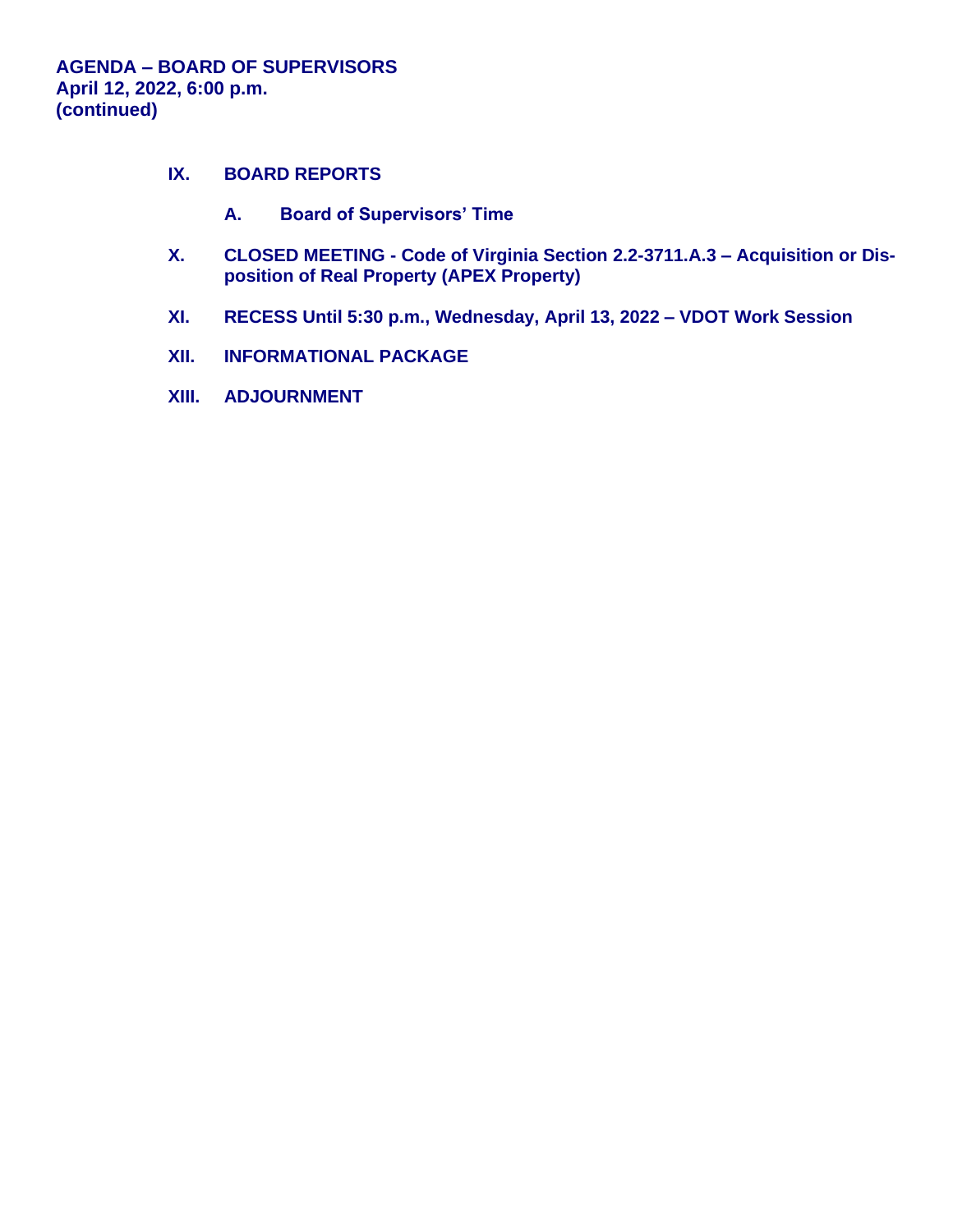**AGENDA – BOARD OF SUPERVISORS**
**April 12, 2022, 6:00 p.m.**
**(continued)**

**IX. BOARD REPORTS**

**A. Board of Supervisors' Time**

**X. CLOSED MEETING - Code of Virginia Section 2.2-3711.A.3 – Acquisition or Disposition of Real Property (APEX Property)**

**XI. RECESS Until 5:30 p.m., Wednesday, April 13, 2022 – VDOT Work Session**

**XII. INFORMATIONAL PACKAGE**

**XIII. ADJOURNMENT**